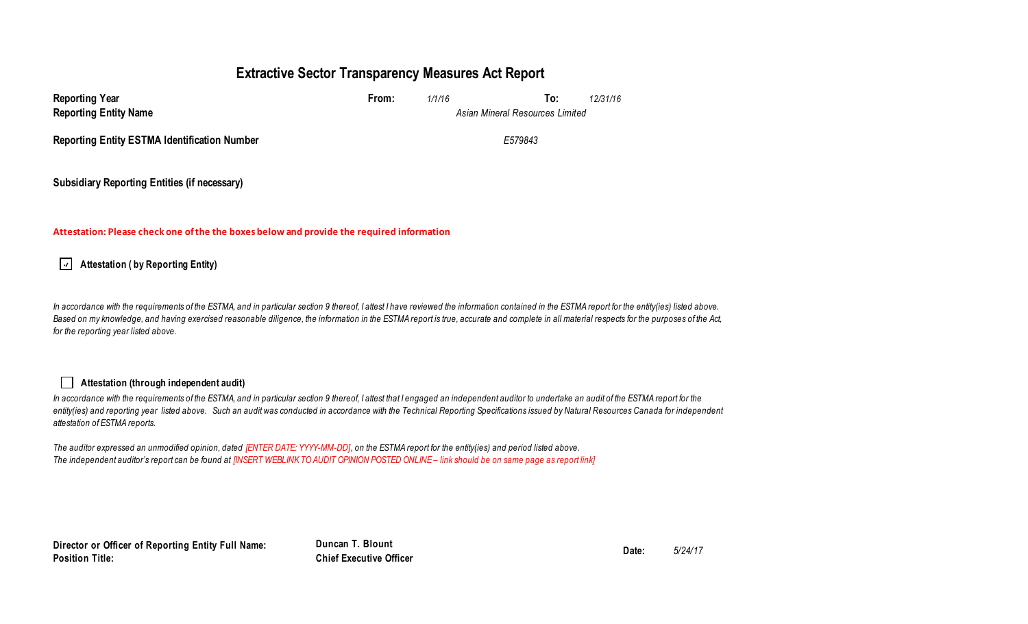# Extractive Sector Transparency Measures Act Report

| | | | |
|---|---|---|---|
| **Reporting Year** | **From:** *1/1/16* | **To:** *12/31/16* | |
| **Reporting Entity Name** | *Asian Mineral Resources Limited* | | |
| **Reporting Entity ESTMA Identification Number** | *E579843* | | |
| **Subsidiary Reporting Entities (if necessary)** | | | |

**Attestation: Please check one of the the boxes below and provide the required information**

☑ **Attestation ( by Reporting Entity)**

*In accordance with the requirements of the ESTMA, and in particular section 9 thereof, I attest I have reviewed the information contained in the ESTMA report for the entity(ies) listed above. Based on my knowledge, and having exercised reasonable diligence, the information in the ESTMA report is true, accurate and complete in all material respects for the purposes of the Act, for the reporting year listed above.*

☐ **Attestation (through independent audit)**

*In accordance with the requirements of the ESTMA, and in particular section 9 thereof, I attest that I engaged an independent auditor to undertake an audit of the ESTMA report for the entity(ies) and reporting year listed above. Such an audit was conducted in accordance with the Technical Reporting Specifications issued by Natural Resources Canada for independent attestation of ESTMA reports.*

*The auditor expressed an unmodified opinion, dated [ENTER DATE: YYYY-MM-DD], on the ESTMA report for the entity(ies) and period listed above.*
*The independent auditor's report can be found at [INSERT WEBLINK TO AUDIT OPINION POSTED ONLINE – link should be on same page as report link]*

| | | | |
|---|---|---|---|
| **Director or Officer of Reporting Entity Full Name:** | **Duncan T. Blount** | **Date:** | *5/24/17* |
| **Position Title:** | **Chief Executive Officer** | | |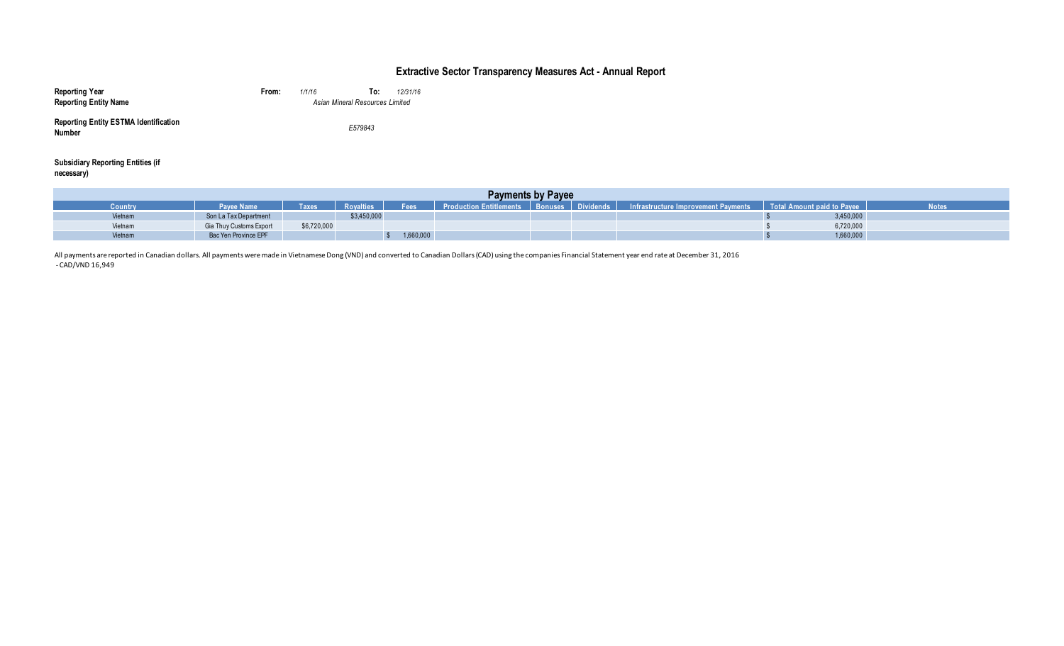## Extractive Sector Transparency Measures Act - Annual Report

| | | | |
|---|---|---|---|
| **Reporting Year** | **From:** *1/1/16* | **To:** *12/31/16* | |
| **Reporting Entity Name** | *Asian Mineral Resources Limited* | | |
| **Reporting Entity ESTMA Identification Number** | *E579843* | | |
| **Subsidiary Reporting Entities (if necessary)** | | | |

| Payments by Payee | | | | | | | | | | |
|---|---|---|---|---|---|---|---|---|---|---|
| Country | Payee Name | Taxes | Royalties | Fees | Production Entitlements | Bonuses | Dividends | Infrastructure Improvement Payments | Total Amount paid to Payee | Notes |
| Vietnam | Son La Tax Department | | $3,450,000 | | | | | | $ 3,450,000 | |
| Vietnam | Gia Thuy Customs Export | $6,720,000 | | | | | | | $ 6,720,000 | |
| Vietnam | Bac Yen Province EPF | | | $ 1,660,000 | | | | | $ 1,660,000 | |

All payments are reported in Canadian dollars. All payments were made in Vietnamese Dong (VND) and converted to Canadian Dollars (CAD) using the companies Financial Statement year end rate at December 31, 2016
- CAD/VND 16,949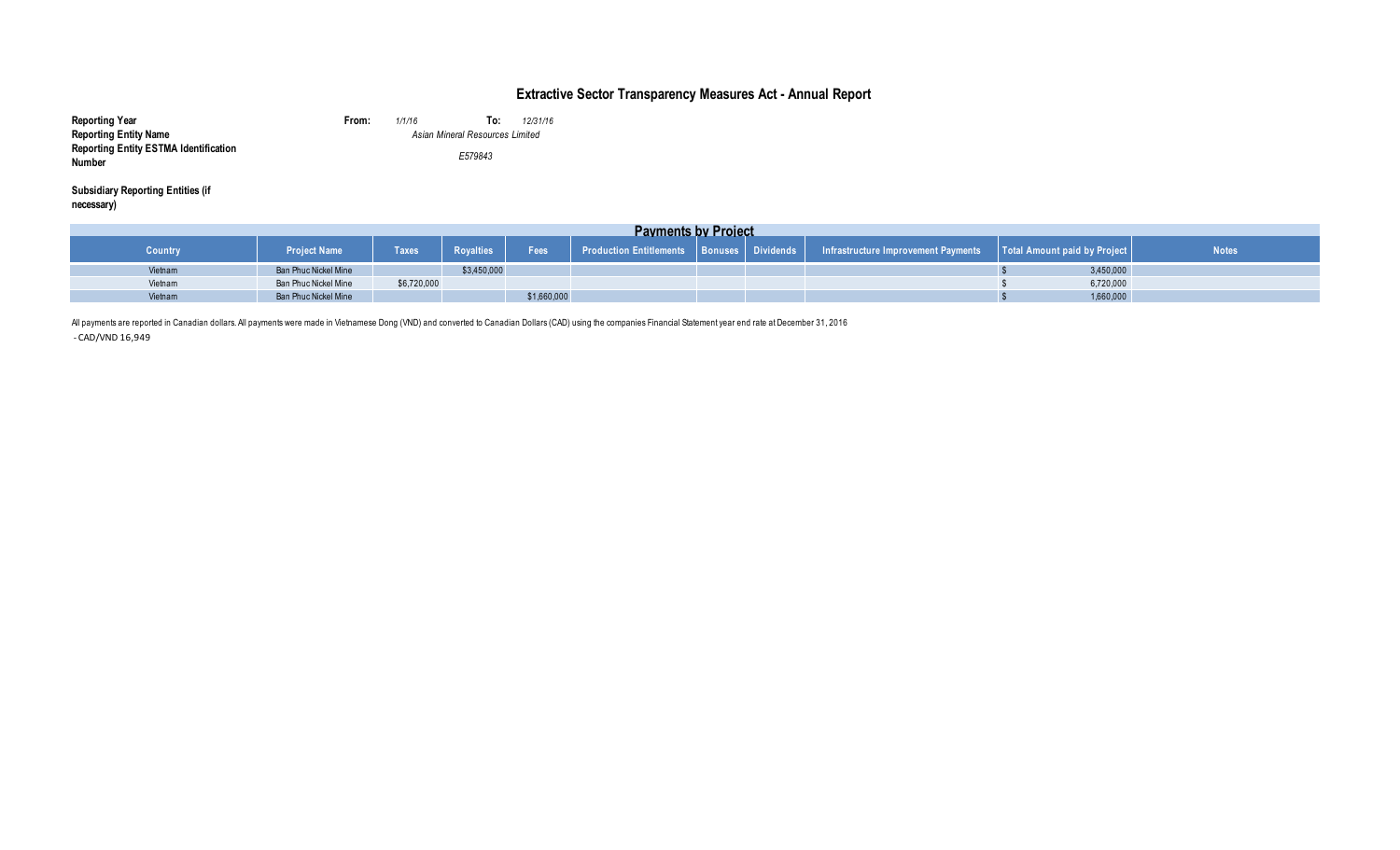# Extractive Sector Transparency Measures Act - Annual Report

**Reporting Year** **From:** *1/1/16* **To:** *12/31/16*

**Reporting Entity Name** *Asian Mineral Resources Limited*

**Reporting Entity ESTMA Identification Number** *E579843*

**Subsidiary Reporting Entities (if necessary)**

## Payments by Project

| Country | Project Name | Taxes | Royalties | Fees | Production Entitlements | Bonuses | Dividends | Infrastructure Improvement Payments | Total Amount paid by Project | Notes |
|---|---|---|---|---|---|---|---|---|---|---|
| Vietnam | Ban Phuc Nickel Mine | | $3,450,000 | | | | | | $ 3,450,000 | |
| Vietnam | Ban Phuc Nickel Mine | $6,720,000 | | | | | | | $ 6,720,000 | |
| Vietnam | Ban Phuc Nickel Mine | | | $1,660,000 | | | | | $ 1,660,000 | |

All payments are reported in Canadian dollars. All payments were made in Vietnamese Dong (VND) and converted to Canadian Dollars (CAD) using the companies Financial Statement year end rate at December 31, 2016

- CAD/VND 16,949